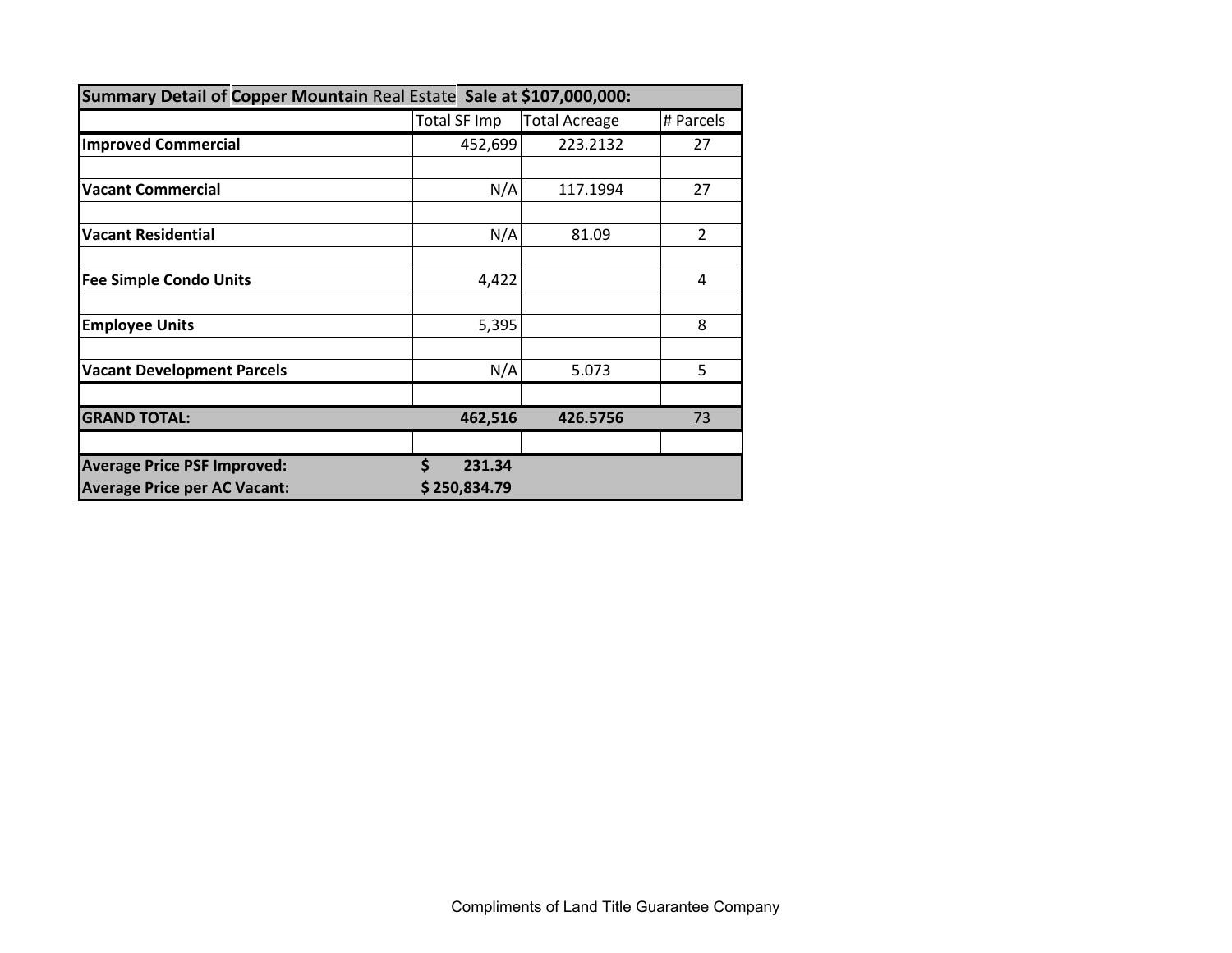| Summary Detail of Copper Mountain Real Estate Sale at $107,000,000: | | | |
|---|---|---|---|
| | Total SF Imp | Total Acreage | # Parcels |
| **Improved Commercial** | 452,699 | 223.2132 | 27 |
| | | | |
| **Vacant Commercial** | N/A | 117.1994 | 27 |
| | | | |
| **Vacant Residential** | N/A | 81.09 | 2 |
| | | | |
| **Fee Simple Condo Units** | 4,422 | | 4 |
| | | | |
| **Employee Units** | 5,395 | | 8 |
| | | | |
| **Vacant Development Parcels** | N/A | 5.073 | 5 |
| | | | |
| **GRAND TOTAL:** | **462,516** | **426.5756** | 73 |
| | | | |
| **Average Price PSF Improved:** | **$ 231.34** | | |
| **Average Price per AC Vacant:** | **$ 250,834.79** | | |

Compliments of Land Title Guarantee Company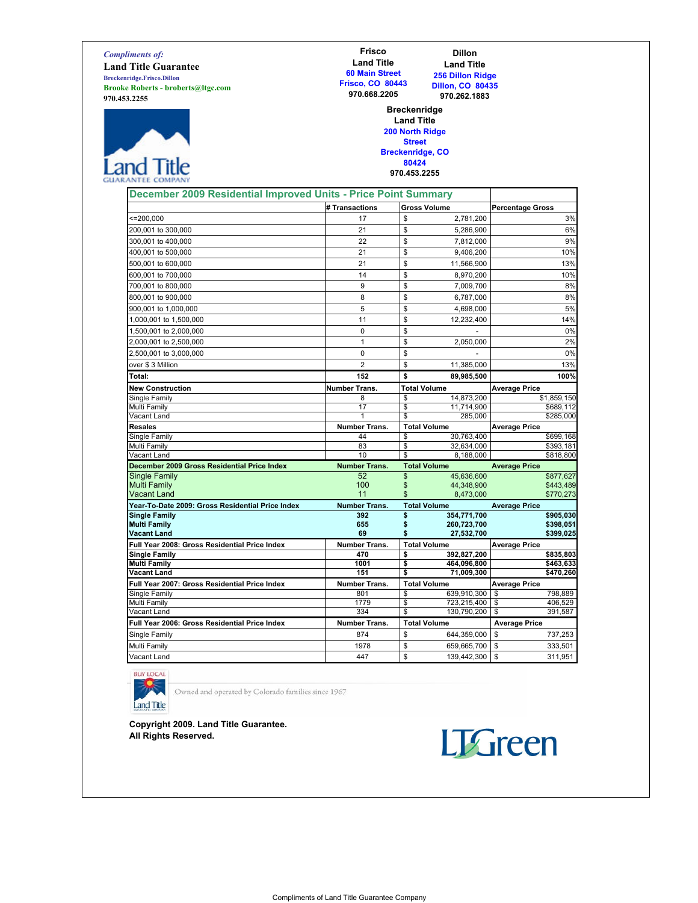*Compliments of:*

**Land Title Guarantee**

Breckenridge.Frisco.Dillon

**Brooke Roberts - broberts@ltgc.com**

970.453.2255

**Frisco Land Title**
60 Main Street
Frisco, CO 80443
970.668.2205

**Dillon Land Title**
256 Dillon Ridge
Dillon, CO 80435
970.262.1883

**Breckenridge Land Title**
200 North Ridge Street
Breckenridge, CO 80424
970.453.2255

## December 2009 Residential Improved Units - Price Point Summary

| | # Transactions | Gross Volume | Percentage Gross |
|---|---|---|---|
| <=200,000 | 17 | $ 2,781,200 | 3% |
| 200,001 to 300,000 | 21 | $ 5,286,900 | 6% |
| 300,001 to 400,000 | 22 | $ 7,812,000 | 9% |
| 400,001 to 500,000 | 21 | $ 9,406,200 | 10% |
| 500,001 to 600,000 | 21 | $ 11,566,900 | 13% |
| 600,001 to 700,000 | 14 | $ 8,970,200 | 10% |
| 700,001 to 800,000 | 9 | $ 7,009,700 | 8% |
| 800,001 to 900,000 | 8 | $ 6,787,000 | 8% |
| 900,001 to 1,000,000 | 5 | $ 4,698,000 | 5% |
| 1,000,001 to 1,500,000 | 11 | $ 12,232,400 | 14% |
| 1,500,001 to 2,000,000 | 0 | $ - | 0% |
| 2,000,001 to 2,500,000 | 1 | $ 2,050,000 | 2% |
| 2,500,001 to 3,000,000 | 0 | $ - | 0% |
| over $ 3 Million | 2 | $ 11,385,000 | 13% |
| **Total:** | **152** | **$ 89,985,500** | **100%** |
| **New Construction** | **Number Trans.** | **Total Volume** | **Average Price** |
| Single Family | 8 | $ 14,873,200 | $1,859,150 |
| Multi Family | 17 | $ 11,714,900 | $689,112 |
| Vacant Land | 1 | $ 285,000 | $285,000 |
| **Resales** | **Number Trans.** | **Total Volume** | **Average Price** |
| Single Family | 44 | $ 30,763,400 | $699,168 |
| Multi Family | 83 | $ 32,634,000 | $393,181 |
| Vacant Land | 10 | $ 8,188,000 | $818,800 |
| **December 2009 Gross Residential Price Index** | **Number Trans.** | **Total Volume** | **Average Price** |
| Single Family | 52 | $ 45,636,600 | $877,627 |
| Multi Family | 100 | $ 44,348,900 | $443,489 |
| Vacant Land | 11 | $ 8,473,000 | $770,273 |
| **Year-To-Date 2009: Gross Residential Price Index** | **Number Trans.** | **Total Volume** | **Average Price** |
| **Single Family** | **392** | **$ 354,771,700** | **$905,030** |
| **Multi Family** | **655** | **$ 260,723,700** | **$398,051** |
| **Vacant Land** | **69** | **$ 27,532,700** | **$399,025** |
| **Full Year 2008: Gross Residential Price Index** | **Number Trans.** | **Total Volume** | **Average Price** |
| **Single Family** | **470** | **$ 392,827,200** | **$835,803** |
| **Multi Family** | **1001** | **$ 464,096,800** | **$463,633** |
| **Vacant Land** | **151** | **$ 71,009,300** | **$470,260** |
| **Full Year 2007: Gross Residential Price Index** | **Number Trans.** | **Total Volume** | **Average Price** |
| Single Family | 801 | $ 639,910,300 | $ 798,889 |
| Multi Family | 1779 | $ 723,215,400 | $ 406,529 |
| Vacant Land | 334 | $ 130,790,200 | $ 391,587 |
| **Full Year 2006: Gross Residential Price Index** | **Number Trans.** | **Total Volume** | **Average Price** |
| Single Family | 874 | $ 644,359,000 | $ 737,253 |
| Multi Family | 1978 | $ 659,665,700 | $ 333,501 |
| Vacant Land | 447 | $ 139,442,300 | $ 311,951 |

BUY LOCAL

Owned and operated by Colorado families since 1967

**Copyright 2009. Land Title Guarantee.**
**All Rights Reserved.**

LTGreen

Compliments of Land Title Guarantee Company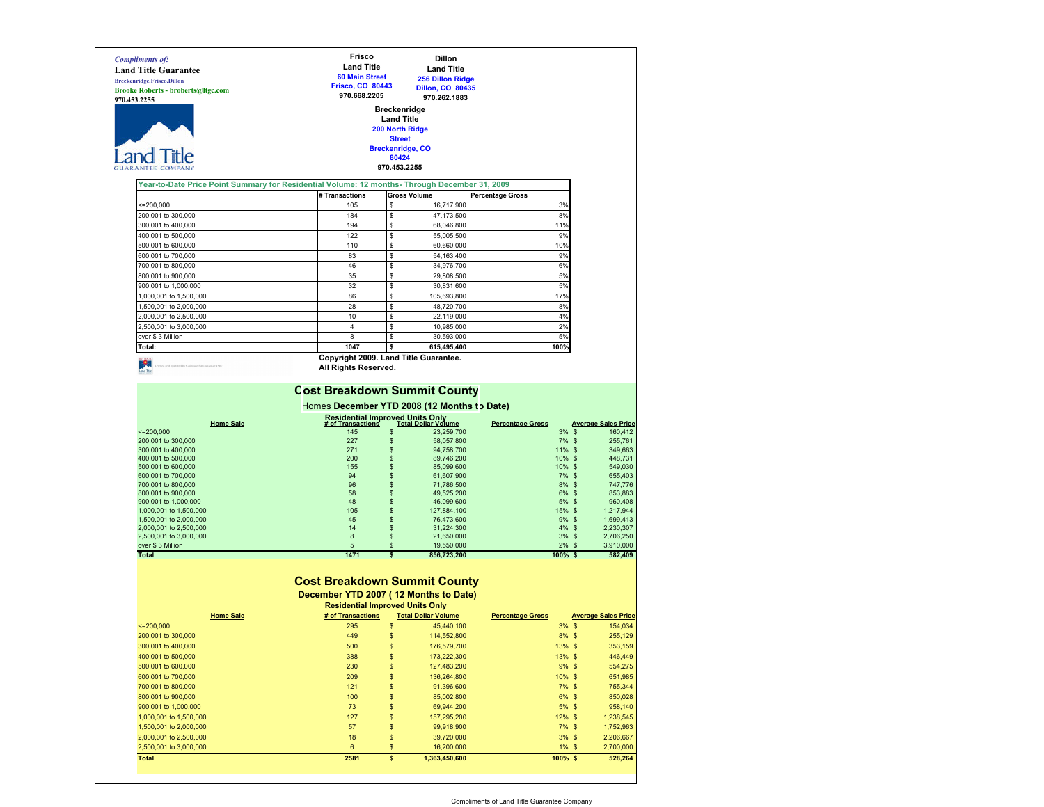*Compliments of:*

**Land Title Guarantee**

Breckenridge.Frisco.Dillon

Brooke Roberts - broberts@ltgc.com

970.453.2255

**Frisco**
**Land Title**
60 Main Street
Frisco, CO 80443
970.668.2205

**Dillon**
**Land Title**
256 Dillon Ridge
Dillon, CO 80435
970.262.1883

**Breckenridge**
**Land Title**
200 North Ridge Street
Breckenridge, CO 80424
970.453.2255

Year-to-Date Price Point Summary for Residential Volume: 12 months- Through December 31, 2009

| | # Transactions | Gross Volume | Percentage Gross |
|---|---|---|---|
| <=200,000 | 105 | $ 16,717,900 | 3% |
| 200,001 to 300,000 | 184 | $ 47,173,500 | 8% |
| 300,001 to 400,000 | 194 | $ 68,046,800 | 11% |
| 400,001 to 500,000 | 122 | $ 55,005,500 | 9% |
| 500,001 to 600,000 | 110 | $ 60,660,000 | 10% |
| 600,001 to 700,000 | 83 | $ 54,163,400 | 9% |
| 700,001 to 800,000 | 46 | $ 34,976,700 | 6% |
| 800,001 to 900,000 | 35 | $ 29,808,500 | 5% |
| 900,001 to 1,000,000 | 32 | $ 30,831,600 | 5% |
| 1,000,001 to 1,500,000 | 86 | $ 105,693,800 | 17% |
| 1,500,001 to 2,000,000 | 28 | $ 48,720,700 | 8% |
| 2,000,001 to 2,500,000 | 10 | $ 22,119,000 | 4% |
| 2,500,001 to 3,000,000 | 4 | $ 10,985,000 | 2% |
| over $ 3 Million | 8 | $ 30,593,000 | 5% |
| **Total:** | **1047** | **$ 615,495,400** | **100%** |

**Copyright 2009. Land Title Guarantee. All Rights Reserved.**

## Cost Breakdown Summit County

### Homes December YTD 2008 (12 Months to Date)

**Residential Improved Units Only**

| Home Sale | # of Transactions | Total Dollar Volume | Percentage Gross | Average Sales Price |
|---|---|---|---|---|
| <=200,000 | 145 | $ 23,259,700 | 3% | $ 160,412 |
| 200,001 to 300,000 | 227 | $ 58,057,800 | 7% | $ 255,761 |
| 300,001 to 400,000 | 271 | $ 94,758,700 | 11% | $ 349,663 |
| 400,001 to 500,000 | 200 | $ 89,746,200 | 10% | $ 448,731 |
| 500,001 to 600,000 | 155 | $ 85,099,600 | 10% | $ 549,030 |
| 600,001 to 700,000 | 94 | $ 61,607,900 | 7% | $ 655,403 |
| 700,001 to 800,000 | 96 | $ 71,786,500 | 8% | $ 747,776 |
| 800,001 to 900,000 | 58 | $ 49,525,200 | 6% | $ 853,883 |
| 900,001 to 1,000,000 | 48 | $ 46,099,600 | 5% | $ 960,408 |
| 1,000,001 to 1,500,000 | 105 | $ 127,884,100 | 15% | $ 1,217,944 |
| 1,500,001 to 2,000,000 | 45 | $ 76,473,600 | 9% | $ 1,699,413 |
| 2,000,001 to 2,500,000 | 14 | $ 31,224,300 | 4% | $ 2,230,307 |
| 2,500,001 to 3,000,000 | 8 | $ 21,650,000 | 3% | $ 2,706,250 |
| over $ 3 Million | 5 | $ 19,550,000 | 2% | $ 3,910,000 |
| **Total** | **1471** | **$ 856,723,200** | **100%** | **$ 582,409** |

## Cost Breakdown Summit County

### December YTD 2007 ( 12 Months to Date)

**Residential Improved Units Only**

| Home Sale | # of Transactions | Total Dollar Volume | Percentage Gross | Average Sales Price |
|---|---|---|---|---|
| <=200,000 | 295 | $ 45,440,100 | 3% | $ 154,034 |
| 200,001 to 300,000 | 449 | $ 114,552,800 | 8% | $ 255,129 |
| 300,001 to 400,000 | 500 | $ 176,579,700 | 13% | $ 353,159 |
| 400,001 to 500,000 | 388 | $ 173,222,300 | 13% | $ 446,449 |
| 500,001 to 600,000 | 230 | $ 127,483,200 | 9% | $ 554,275 |
| 600,001 to 700,000 | 209 | $ 136,264,800 | 10% | $ 651,985 |
| 700,001 to 800,000 | 121 | $ 91,396,600 | 7% | $ 755,344 |
| 800,001 to 900,000 | 100 | $ 85,002,800 | 6% | $ 850,028 |
| 900,001 to 1,000,000 | 73 | $ 69,944,200 | 5% | $ 958,140 |
| 1,000,001 to 1,500,000 | 127 | $ 157,295,200 | 12% | $ 1,238,545 |
| 1,500,001 to 2,000,000 | 57 | $ 99,918,900 | 7% | $ 1,752,963 |
| 2,000,001 to 2,500,000 | 18 | $ 39,720,000 | 3% | $ 2,206,667 |
| 2,500,001 to 3,000,000 | 6 | $ 16,200,000 | 1% | $ 2,700,000 |
| **Total** | **2581** | **$ 1,363,450,600** | **100%** | **$ 528,264** |

Compliments of Land Title Guarantee Company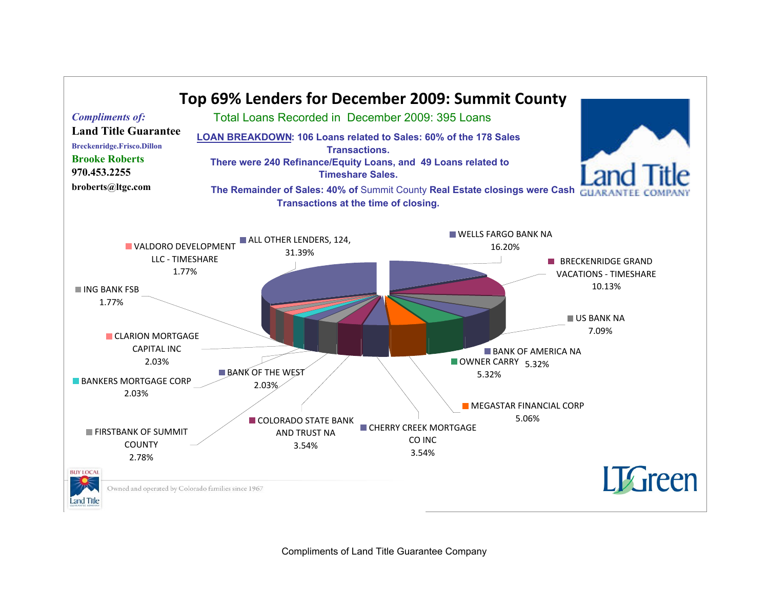# Top 69% Lenders for December 2009: Summit County

*Compliments of:*
**Land Title Guarantee**
Breckenridge.Frisco.Dillon
**Brooke Roberts**
970.453.2255
broberts@ltgc.com

Total Loans Recorded in December 2009: 395 Loans

**LOAN BREAKDOWN: 106 Loans related to Sales: 60% of the 178 Sales Transactions.**

**There were 240 Refinance/Equity Loans, and 49 Loans related to Timeshare Sales.**

**The Remainder of Sales: 40% of** Summit County **Real Estate closings were Cash Transactions at the time of closing.**

| Lender | Share |
|---|---|
| ALL OTHER LENDERS, 124 | 31.39% |
| WELLS FARGO BANK NA | 16.20% |
| BRECKENRIDGE GRAND VACATIONS - TIMESHARE | 10.13% |
| US BANK NA | 7.09% |
| BANK OF AMERICA NA | 5.32% |
| OWNER CARRY | 5.32% |
| MEGASTAR FINANCIAL CORP | 5.06% |
| CHERRY CREEK MORTGAGE CO INC | 3.54% |
| COLORADO STATE BANK AND TRUST NA | 3.54% |
| FIRSTBANK OF SUMMIT COUNTY | 2.78% |
| BANK OF THE WEST | 2.03% |
| BANKERS MORTGAGE CORP | 2.03% |
| CLARION MORTGAGE CAPITAL INC | 2.03% |
| ING BANK FSB | 1.77% |
| VALDORO DEVELOPMENT LLC - TIMESHARE | 1.77% |

Owned and operated by Colorado families since 1967

Compliments of Land Title Guarantee Company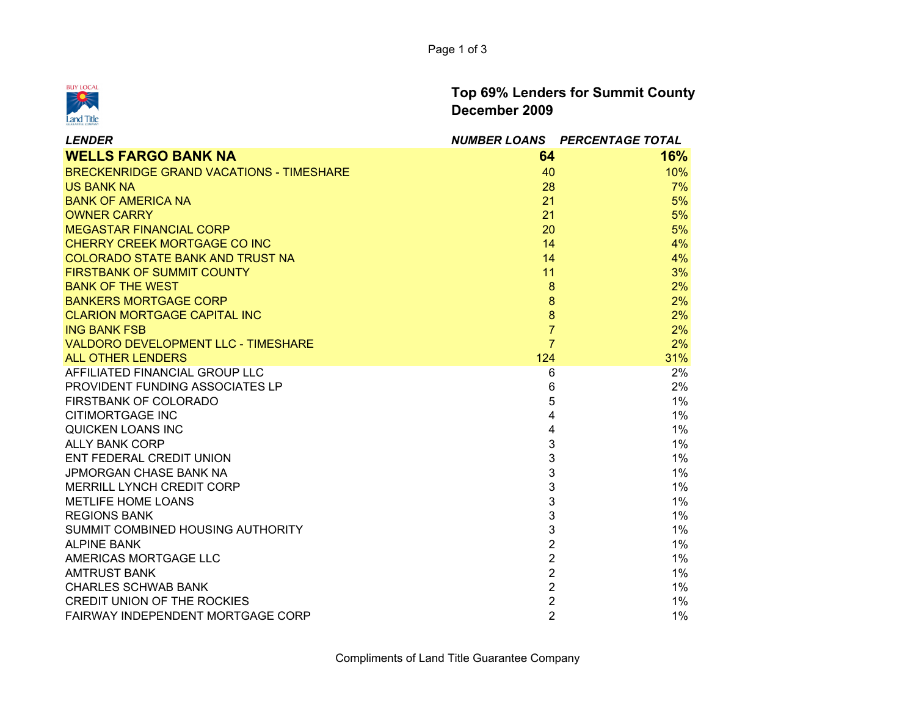## Top 69% Lenders for Summit County
## December 2009

| *LENDER* | *NUMBER LOANS* | *PERCENTAGE TOTAL* |
|---|---|---|
| **WELLS FARGO BANK NA** | **64** | **16%** |
| BRECKENRIDGE GRAND VACATIONS - TIMESHARE | 40 | 10% |
| US BANK NA | 28 | 7% |
| BANK OF AMERICA NA | 21 | 5% |
| OWNER CARRY | 21 | 5% |
| MEGASTAR FINANCIAL CORP | 20 | 5% |
| CHERRY CREEK MORTGAGE CO INC | 14 | 4% |
| COLORADO STATE BANK AND TRUST NA | 14 | 4% |
| FIRSTBANK OF SUMMIT COUNTY | 11 | 3% |
| BANK OF THE WEST | 8 | 2% |
| BANKERS MORTGAGE CORP | 8 | 2% |
| CLARION MORTGAGE CAPITAL INC | 8 | 2% |
| ING BANK FSB | 7 | 2% |
| VALDORO DEVELOPMENT LLC - TIMESHARE | 7 | 2% |
| ALL OTHER LENDERS | 124 | 31% |
| AFFILIATED FINANCIAL GROUP LLC | 6 | 2% |
| PROVIDENT FUNDING ASSOCIATES LP | 6 | 2% |
| FIRSTBANK OF COLORADO | 5 | 1% |
| CITIMORTGAGE INC | 4 | 1% |
| QUICKEN LOANS INC | 4 | 1% |
| ALLY BANK CORP | 3 | 1% |
| ENT FEDERAL CREDIT UNION | 3 | 1% |
| JPMORGAN CHASE BANK NA | 3 | 1% |
| MERRILL LYNCH CREDIT CORP | 3 | 1% |
| METLIFE HOME LOANS | 3 | 1% |
| REGIONS BANK | 3 | 1% |
| SUMMIT COMBINED HOUSING AUTHORITY | 3 | 1% |
| ALPINE BANK | 2 | 1% |
| AMERICAS MORTGAGE LLC | 2 | 1% |
| AMTRUST BANK | 2 | 1% |
| CHARLES SCHWAB BANK | 2 | 1% |
| CREDIT UNION OF THE ROCKIES | 2 | 1% |
| FAIRWAY INDEPENDENT MORTGAGE CORP | 2 | 1% |

Compliments of Land Title Guarantee Company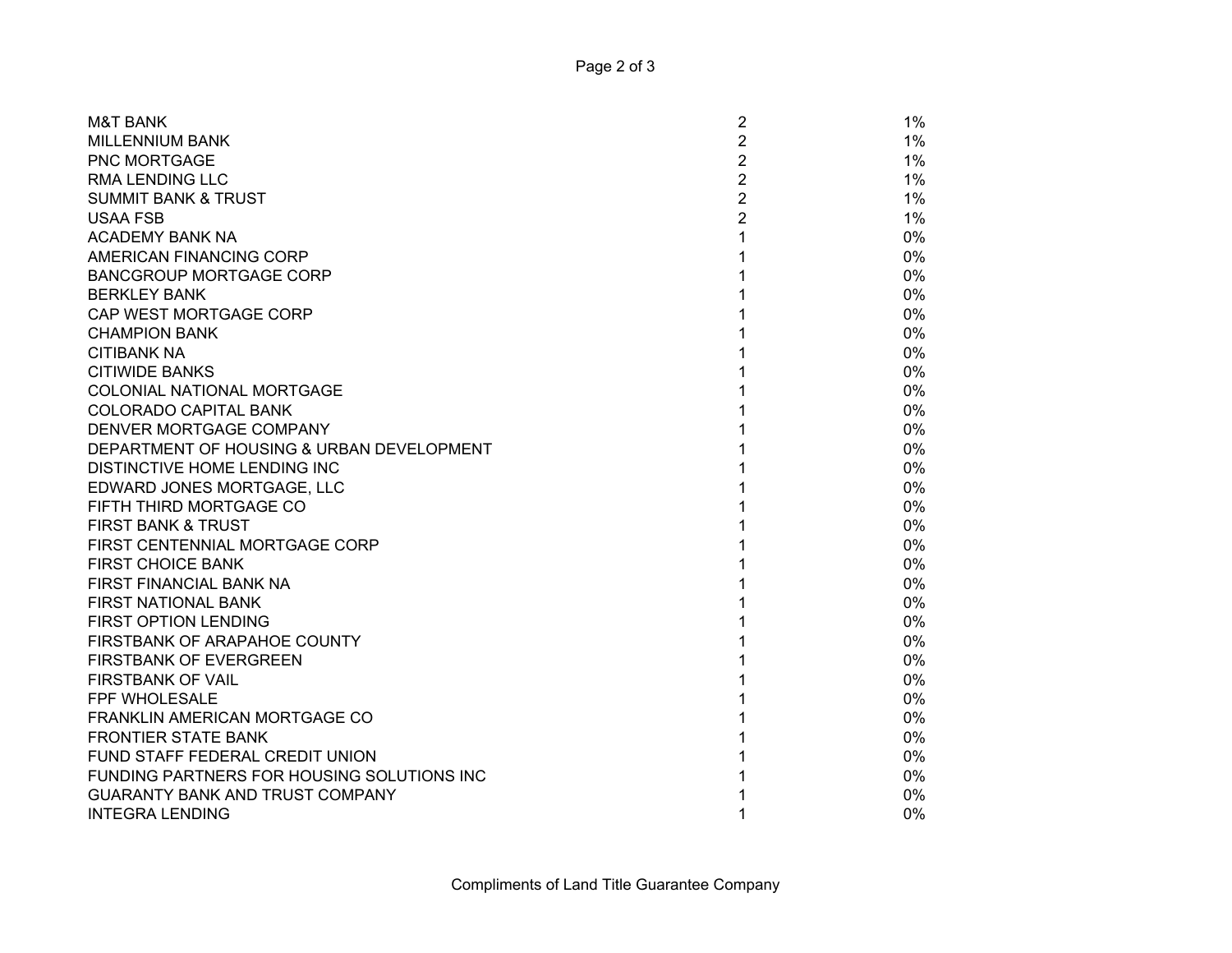| | | |
|---|---|---|
| M&T BANK | 2 | 1% |
| MILLENNIUM BANK | 2 | 1% |
| PNC MORTGAGE | 2 | 1% |
| RMA LENDING LLC | 2 | 1% |
| SUMMIT BANK & TRUST | 2 | 1% |
| USAA FSB | 2 | 1% |
| ACADEMY BANK NA | 1 | 0% |
| AMERICAN FINANCING CORP | 1 | 0% |
| BANCGROUP MORTGAGE CORP | 1 | 0% |
| BERKLEY BANK | 1 | 0% |
| CAP WEST MORTGAGE CORP | 1 | 0% |
| CHAMPION BANK | 1 | 0% |
| CITIBANK NA | 1 | 0% |
| CITIWIDE BANKS | 1 | 0% |
| COLONIAL NATIONAL MORTGAGE | 1 | 0% |
| COLORADO CAPITAL BANK | 1 | 0% |
| DENVER MORTGAGE COMPANY | 1 | 0% |
| DEPARTMENT OF HOUSING & URBAN DEVELOPMENT | 1 | 0% |
| DISTINCTIVE HOME LENDING INC | 1 | 0% |
| EDWARD JONES MORTGAGE, LLC | 1 | 0% |
| FIFTH THIRD MORTGAGE CO | 1 | 0% |
| FIRST BANK & TRUST | 1 | 0% |
| FIRST CENTENNIAL MORTGAGE CORP | 1 | 0% |
| FIRST CHOICE BANK | 1 | 0% |
| FIRST FINANCIAL BANK NA | 1 | 0% |
| FIRST NATIONAL BANK | 1 | 0% |
| FIRST OPTION LENDING | 1 | 0% |
| FIRSTBANK OF ARAPAHOE COUNTY | 1 | 0% |
| FIRSTBANK OF EVERGREEN | 1 | 0% |
| FIRSTBANK OF VAIL | 1 | 0% |
| FPF WHOLESALE | 1 | 0% |
| FRANKLIN AMERICAN MORTGAGE CO | 1 | 0% |
| FRONTIER STATE BANK | 1 | 0% |
| FUND STAFF FEDERAL CREDIT UNION | 1 | 0% |
| FUNDING PARTNERS FOR HOUSING SOLUTIONS INC | 1 | 0% |
| GUARANTY BANK AND TRUST COMPANY | 1 | 0% |
| INTEGRA LENDING | 1 | 0% |

Compliments of Land Title Guarantee Company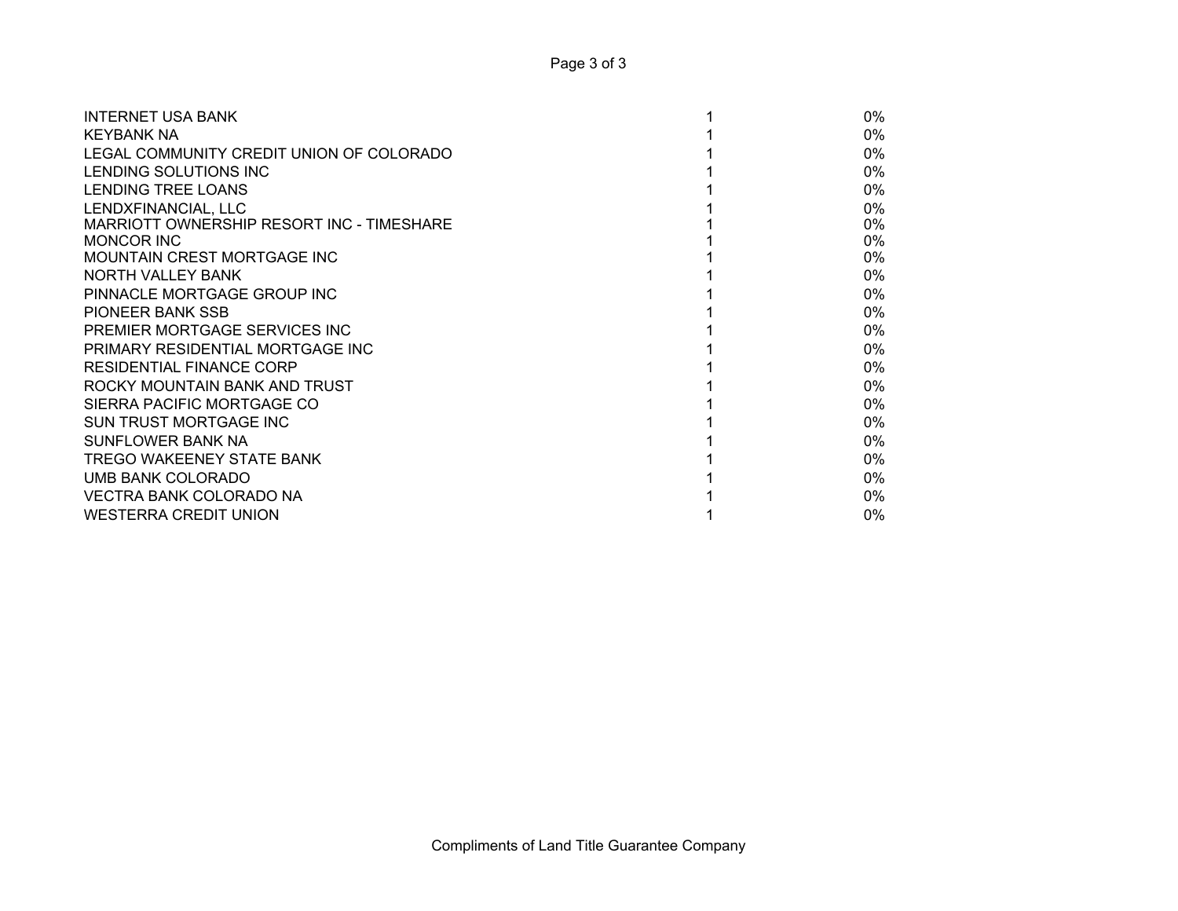| | | |
|---|---|---|
| INTERNET USA BANK | 1 | 0% |
| KEYBANK NA | 1 | 0% |
| LEGAL COMMUNITY CREDIT UNION OF COLORADO | 1 | 0% |
| LENDING SOLUTIONS INC | 1 | 0% |
| LENDING TREE LOANS | 1 | 0% |
| LENDXFINANCIAL, LLC | 1 | 0% |
| MARRIOTT OWNERSHIP RESORT INC - TIMESHARE | 1 | 0% |
| MONCOR INC | 1 | 0% |
| MOUNTAIN CREST MORTGAGE INC | 1 | 0% |
| NORTH VALLEY BANK | 1 | 0% |
| PINNACLE MORTGAGE GROUP INC | 1 | 0% |
| PIONEER BANK SSB | 1 | 0% |
| PREMIER MORTGAGE SERVICES INC | 1 | 0% |
| PRIMARY RESIDENTIAL MORTGAGE INC | 1 | 0% |
| RESIDENTIAL FINANCE CORP | 1 | 0% |
| ROCKY MOUNTAIN BANK AND TRUST | 1 | 0% |
| SIERRA PACIFIC MORTGAGE CO | 1 | 0% |
| SUN TRUST MORTGAGE INC | 1 | 0% |
| SUNFLOWER BANK NA | 1 | 0% |
| TREGO WAKEENEY STATE BANK | 1 | 0% |
| UMB BANK COLORADO | 1 | 0% |
| VECTRA BANK COLORADO NA | 1 | 0% |
| WESTERRA CREDIT UNION | 1 | 0% |

Compliments of Land Title Guarantee Company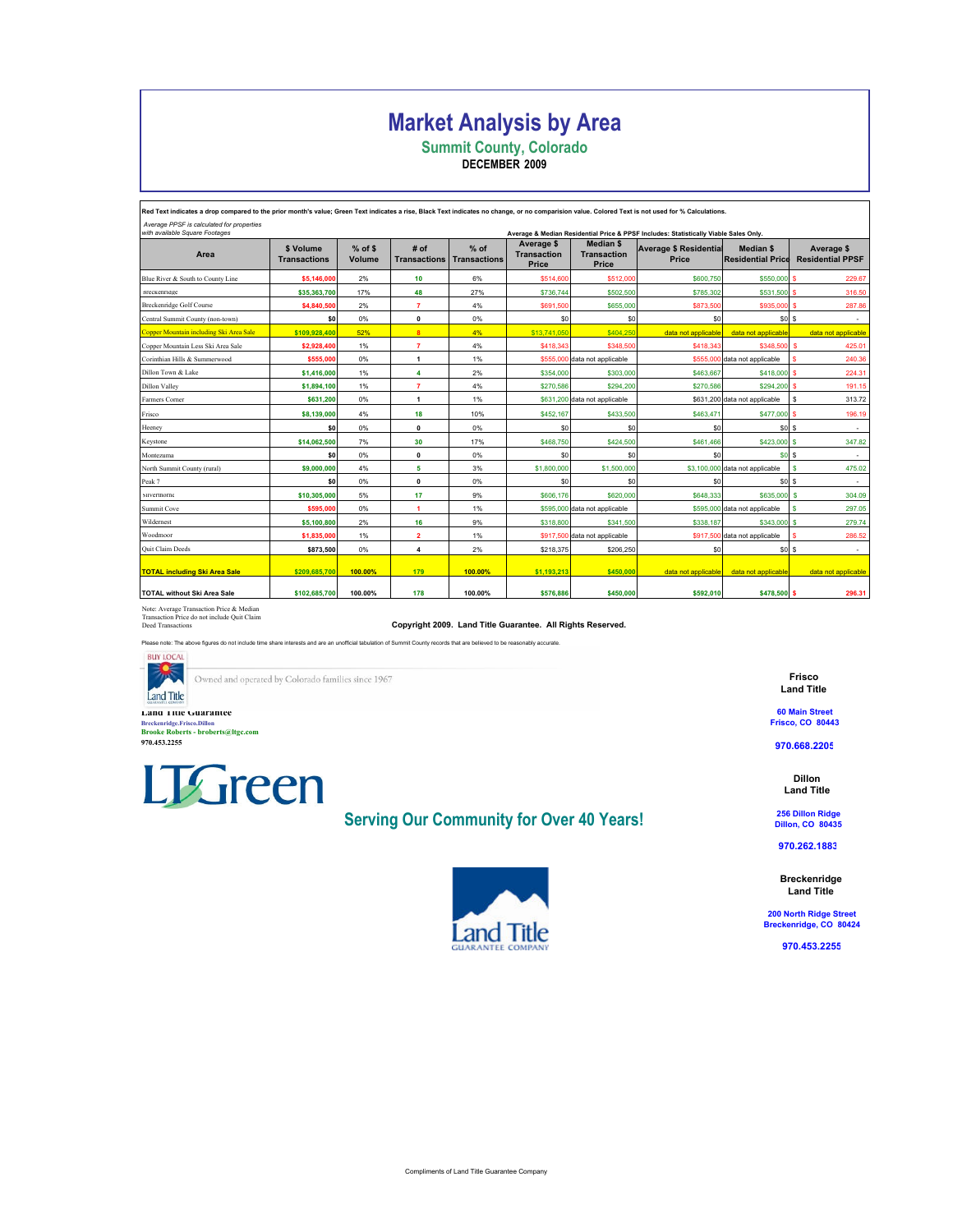# Market Analysis by Area

## Summit County, Colorado

**DECEMBER 2009**

**Red Text indicates a drop compared to the prior month's value; Green Text indicates a rise, Black Text indicates no change, or no comparision value. Colored Text is not used for % Calculations.**

*Average PPSF is calculated for properties with available Square Footages*

**Average & Median Residential Price & PPSF Includes: Statistically Viable Sales Only.**

| Area | $ Volume Transactions | % of $ Volume | # of Transactions | % of Transactions | Average $ Transaction Price | Median $ Transaction Price | Average $ Residential Price | Median $ Residential Price | Average $ Residential PPSF |
|---|---|---|---|---|---|---|---|---|---|
| Blue River & South to County Line | $5,146,000 | 2% | 10 | 6% | $514,600 | $512,000 | $600,750 | $550,000 | $ 229.67 |
| Breckenridge | $35,363,700 | 17% | 48 | 27% | $736,744 | $502,500 | $765,302 | $531,500 | $ 316.50 |
| Breckenridge Golf Course | $4,840,500 | 2% | 7 | 4% | $691,500 | $655,000 | $873,500 | $935,000 | $ 287.86 |
| Central Summit County (non-town) | $0 | 0% | 0 | 0% | $0 | $0 | $0 | $0 | $ - |
| Copper Mountain including Ski Area Sale | $109,928,400 | 52% | 8 | 4% | $13,741,050 | $404,250 | data not applicable | data not applicable | data not applicable |
| Copper Mountain Less Ski Area Sale | $2,928,400 | 1% | 7 | 4% | $418,343 | $348,500 | $418,343 | $348,500 | $ 425.01 |
| Corinthian Hills & Summerwood | $555,000 | 0% | 1 | 1% | $555,000 | data not applicable | $555,000 | data not applicable | $ 240.36 |
| Dillon Town & Lake | $1,416,000 | 1% | 4 | 2% | $354,000 | $303,000 | $463,667 | $418,000 | $ 224.31 |
| Dillon Valley | $1,894,100 | 1% | 7 | 4% | $270,586 | $294,200 | $270,586 | $294,200 | $ 191.15 |
| Farmers Corner | $631,200 | 0% | 1 | 1% | $631,200 | data not applicable | $631,200 | data not applicable | $ 313.72 |
| Frisco | $8,139,000 | 4% | 18 | 10% | $452,167 | $433,500 | $463,471 | $477,000 | $ 196.19 |
| Heeney | $0 | 0% | 0 | 0% | $0 | $0 | $0 | $0 | $ - |
| Keystone | $14,062,500 | 7% | 30 | 17% | $468,750 | $424,500 | $461,466 | $423,000 | $ 347.82 |
| Montezuma | $0 | 0% | 0 | 0% | $0 | $0 | $0 | $0 | $ - |
| North Summit County (rural) | $9,000,000 | 4% | 5 | 3% | $1,800,000 | $1,500,000 | $3,100,000 | data not applicable | $ 475.02 |
| Peak 7 | $0 | 0% | 0 | 0% | $0 | $0 | $0 | $0 | $ - |
| Silverthorne | $10,305,000 | 5% | 17 | 9% | $606,176 | $620,000 | $648,333 | $635,000 | $ 304.09 |
| Summit Cove | $595,000 | 0% | 1 | 1% | $595,000 | data not applicable | $595,000 | data not applicable | $ 297.05 |
| Wildernest | $5,100,800 | 2% | 16 | 9% | $318,800 | $341,500 | $338,187 | $343,000 | $ 279.74 |
| Woodmoor | $1,835,000 | 1% | 2 | 1% | $917,500 | data not applicable | $917,500 | data not applicable | $ 286.52 |
| Quit Claim Deeds | $873,500 | 0% | 4 | 2% | $218,375 | $206,250 | $0 | $0 | $ - |
| **TOTAL including Ski Area Sale** | $209,685,700 | 100.00% | 179 | 100.00% | $1,193,213 | $450,000 | data not applicable | data not applicable | data not applicable |
| **TOTAL without Ski Area Sale** | $102,685,700 | 100.00% | 178 | 100.00% | $576,886 | $450,000 | $592,010 | $478,500 | $ 296.31 |

Note: Average Transaction Price & Median Transaction Price do not include Quit Claim Deed Transactions

**Copyright 2009. Land Title Guarantee. All Rights Reserved.**

Please note: The above figures do not include time share interests and are an unofficial tabulation of Summit County records that are believed to be reasonably accurate.

BUY LOCAL

Owned and operated by Colorado families since 1967

**Land Title Guarantee**
Breckenridge.Frisco.Dillon
Brooke Roberts - broberts@ltgc.com
970.453.2255

LTGreen

**Serving Our Community for Over 40 Years!**

**Frisco Land Title**
60 Main Street
Frisco, CO 80443
970.668.2205

**Dillon Land Title**
256 Dillon Ridge
Dillon, CO 80435
970.262.1883

**Breckenridge Land Title**
200 North Ridge Street
Breckenridge, CO 80424
970.453.2255

Land Title GUARANTEE COMPANY

Compliments of Land Title Guarantee Company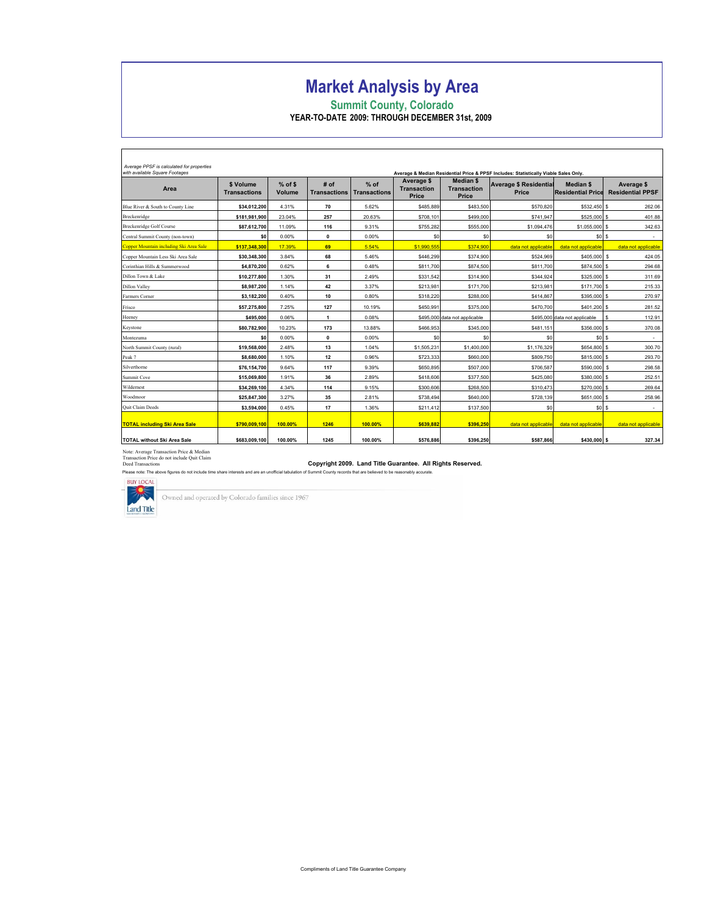# Market Analysis by Area

## Summit County, Colorado

### YEAR-TO-DATE 2009: THROUGH DECEMBER 31st, 2009

*Average PPSF is calculated for properties with available Square Footages*

**Average & Median Residential Price & PPSF Includes: Statistically Viable Sales Only.**

| Area | $ Volume Transactions | % of $ Volume | # of Transactions | % of Transactions | Average $ Transaction Price | Median $ Transaction Price | Average $ Residential Price | Median $ Residential Price | Average $ Residential PPSF |
|---|---|---|---|---|---|---|---|---|---|
| Blue River & South to County Line | $34,012,200 | 4.31% | 70 | 5.62% | $485,889 | $483,500 | $570,820 | $532,450 | $ 262.06 |
| Breckenridge | $181,981,900 | 23.04% | 257 | 20.63% | $708,101 | $499,000 | $741,947 | $525,000 | $ 401.88 |
| Breckenridge Golf Course | $87,612,700 | 11.09% | 116 | 9.31% | $755,282 | $555,000 | $1,094,476 | $1,055,000 | $ 342.63 |
| Central Summit County (non-town) | $0 | 0.00% | 0 | 0.00% | $0 | $0 | $0 | $0 | $ - |
| Copper Mountain including Ski Area Sale | $137,348,300 | 17.39% | 69 | 5.54% | $1,990,555 | $374,900 | data not applicable | data not applicable | data not applicable |
| Copper Mountain Less Ski Area Sale | $30,348,300 | 3.84% | 68 | 5.46% | $446,299 | $374,900 | $524,969 | $405,000 | $ 424.05 |
| Corinthian Hills & Summerwood | $4,870,200 | 0.62% | 6 | 0.48% | $811,700 | $874,500 | $811,700 | $874,500 | $ 294.68 |
| Dillon Town & Lake | $10,277,800 | 1.30% | 31 | 2.49% | $331,542 | $314,900 | $344,924 | $325,000 | $ 311.69 |
| Dillon Valley | $8,987,200 | 1.14% | 42 | 3.37% | $213,981 | $171,700 | $213,981 | $171,700 | $ 215.33 |
| Farmers Corner | $3,182,200 | 0.40% | 10 | 0.80% | $318,220 | $288,000 | $414,867 | $395,000 | $ 270.97 |
| Frisco | $57,275,800 | 7.25% | 127 | 10.19% | $450,991 | $375,000 | $470,700 | $401,200 | $ 281.52 |
| Heeney | $495,000 | 0.06% | 1 | 0.08% | $495,000 | data not applicable | $495,000 | data not applicable | $ 112.91 |
| Keystone | $80,782,900 | 10.23% | 173 | 13.88% | $466,953 | $345,000 | $481,151 | $356,000 | $ 370.08 |
| Montezuma | $0 | 0.00% | 0 | 0.00% | $0 | $0 | $0 | $0 | $ - |
| North Summit County (rural) | $19,568,000 | 2.48% | 13 | 1.04% | $1,505,231 | $1,400,000 | $1,176,329 | $654,800 | $ 300.70 |
| Peak 7 | $8,680,000 | 1.10% | 12 | 0.96% | $723,333 | $660,000 | $809,750 | $815,000 | $ 293.70 |
| Silverthorne | $76,154,700 | 9.64% | 117 | 9.39% | $650,895 | $507,000 | $706,587 | $590,000 | $ 298.58 |
| Summit Cove | $15,069,800 | 1.91% | 36 | 2.89% | $418,606 | $377,500 | $425,080 | $380,000 | $ 252.51 |
| Wildernest | $34,269,100 | 4.34% | 114 | 9.15% | $300,606 | $268,500 | $310,473 | $270,000 | $ 269.64 |
| Woodmoor | $25,847,300 | 3.27% | 35 | 2.81% | $738,494 | $640,000 | $728,139 | $651,000 | $ 258.96 |
| Quit Claim Deeds | $3,594,000 | 0.45% | 17 | 1.36% | $211,412 | $137,500 | $0 | $0 | $ - |
| **TOTAL including Ski Area Sale** | **$790,009,100** | **100.00%** | **1246** | **100.00%** | **$639,882** | **$396,250** | data not applicable | data not applicable | data not applicable |
| **TOTAL without Ski Area Sale** | **$683,009,100** | **100.00%** | **1245** | **100.00%** | **$576,886** | **$396,250** | **$587,866** | **$430,000** | **$ 327.34** |

Note: Average Transaction Price & Median Transaction Price do not include Quit Claim Deed Transactions

**Copyright 2009. Land Title Guarantee. All Rights Reserved.**

Please note: The above figures do not include time share interests and are an unofficial tabulation of Summit County records that are believed to be reasonably accurate.

BUY LOCAL

Land Title

Owned and operated by Colorado families since 1967

Compliments of Land Title Guarantee Company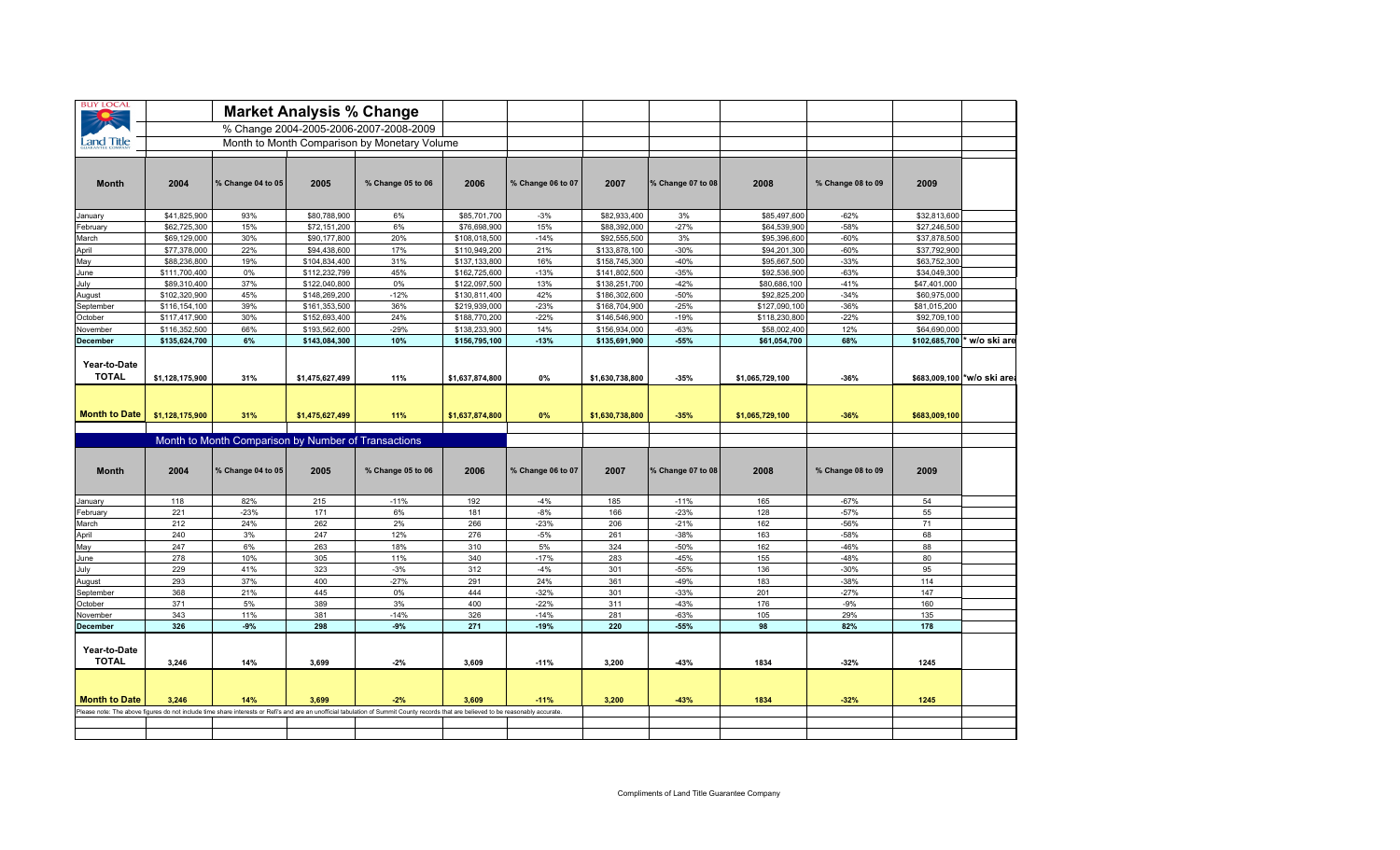# Market Analysis % Change

% Change 2004-2005-2006-2007-2008-2009

Month to Month Comparison by Monetary Volume

| Month | 2004 | % Change 04 to 05 | 2005 | % Change 05 to 06 | 2006 | % Change 06 to 07 | 2007 | % Change 07 to 08 | 2008 | % Change 08 to 09 | 2009 | |
|---|---|---|---|---|---|---|---|---|---|---|---|---|
| January | $41,825,900 | 93% | $80,788,900 | 6% | $85,701,700 | -3% | $82,933,400 | 3% | $85,497,600 | -62% | $32,813,600 | |
| February | $62,725,300 | 15% | $72,151,200 | 6% | $76,698,900 | 15% | $88,392,000 | -27% | $64,539,900 | -58% | $27,246,500 | |
| March | $69,129,000 | 30% | $90,177,800 | 20% | $108,018,500 | -14% | $92,555,500 | 3% | $95,396,600 | -60% | $37,878,500 | |
| April | $77,378,000 | 22% | $94,438,600 | 17% | $110,949,200 | 21% | $133,878,100 | -30% | $94,201,300 | -60% | $37,792,900 | |
| May | $88,236,800 | 19% | $104,834,400 | 31% | $137,133,800 | 16% | $158,745,300 | -40% | $95,667,500 | -33% | $63,752,300 | |
| June | $111,700,400 | 0% | $112,232,799 | 45% | $162,725,600 | -13% | $141,802,500 | -35% | $92,536,900 | -63% | $34,049,300 | |
| July | $89,310,400 | 37% | $122,040,800 | 0% | $122,097,500 | 13% | $138,251,700 | -42% | $80,686,100 | -41% | $47,401,000 | |
| August | $102,320,900 | 45% | $148,269,200 | -12% | $130,811,400 | 42% | $186,302,600 | -50% | $92,825,200 | -34% | $60,975,000 | |
| September | $116,154,100 | 39% | $161,353,500 | 36% | $219,939,000 | -23% | $168,704,900 | -25% | $127,090,100 | -36% | $81,015,200 | |
| October | $117,417,900 | 30% | $152,693,400 | 24% | $188,770,200 | -22% | $146,546,900 | -19% | $118,230,800 | -22% | $92,709,100 | |
| November | $116,352,500 | 66% | $193,562,600 | -29% | $138,233,900 | 14% | $156,934,000 | -63% | $58,002,400 | 12% | $64,690,000 | |
| **December** | **$135,624,700** | **6%** | **$143,084,300** | **10%** | **$156,795,100** | **-13%** | **$135,691,900** | **-55%** | **$61,054,700** | **68%** | **$102,685,700** | * w/o ski are |
| **Year-to-Date TOTAL** | **$1,128,175,900** | **31%** | **$1,475,627,499** | **11%** | **$1,637,874,800** | **0%** | **$1,630,738,800** | **-35%** | **$1,065,729,100** | **-36%** | **$683,009,100** | *w/o ski area |
| **Month to Date** | **$1,128,175,900** | **31%** | **$1,475,627,499** | **11%** | **$1,637,874,800** | **0%** | **$1,630,738,800** | **-35%** | **$1,065,729,100** | **-36%** | **$683,009,100** | |

Month to Month Comparison by Number of Transactions

| Month | 2004 | % Change 04 to 05 | 2005 | % Change 05 to 06 | 2006 | % Change 06 to 07 | 2007 | % Change 07 to 08 | 2008 | % Change 08 to 09 | 2009 |
|---|---|---|---|---|---|---|---|---|---|---|---|
| January | 118 | 82% | 215 | -11% | 192 | -4% | 185 | -11% | 165 | -67% | 54 |
| February | 221 | -23% | 171 | 6% | 181 | -8% | 166 | -23% | 128 | -57% | 55 |
| March | 212 | 24% | 262 | 2% | 266 | -23% | 206 | -21% | 162 | -56% | 71 |
| April | 240 | 3% | 247 | 12% | 276 | -5% | 261 | -38% | 163 | -58% | 68 |
| May | 247 | 6% | 263 | 18% | 310 | 5% | 324 | -50% | 162 | -46% | 88 |
| June | 278 | 10% | 305 | 11% | 340 | -17% | 283 | -45% | 155 | -48% | 80 |
| July | 229 | 41% | 323 | -3% | 312 | -4% | 301 | -55% | 136 | -30% | 95 |
| August | 293 | 37% | 400 | -27% | 291 | 24% | 361 | -49% | 183 | -38% | 114 |
| September | 368 | 21% | 445 | 0% | 444 | -32% | 301 | -33% | 201 | -27% | 147 |
| October | 371 | 5% | 389 | 3% | 400 | -22% | 311 | -43% | 176 | -9% | 160 |
| November | 343 | 11% | 381 | -14% | 326 | -14% | 281 | -63% | 105 | 29% | 135 |
| **December** | **326** | **-9%** | **298** | **-9%** | **271** | **-19%** | **220** | **-55%** | **98** | **82%** | **178** |
| **Year-to-Date TOTAL** | **3,246** | **14%** | **3,699** | **-2%** | **3,609** | **-11%** | **3,200** | **-43%** | **1834** | **-32%** | **1245** |
| **Month to Date** | **3,246** | **14%** | **3,699** | **-2%** | **3,609** | **-11%** | **3,200** | **-43%** | **1834** | **-32%** | **1245** |

Please note: The above figures do not include time share interests or Refi's and are an unofficial tabulation of Summit County records that are believed to be reasonably accurate.

Compliments of Land Title Guarantee Company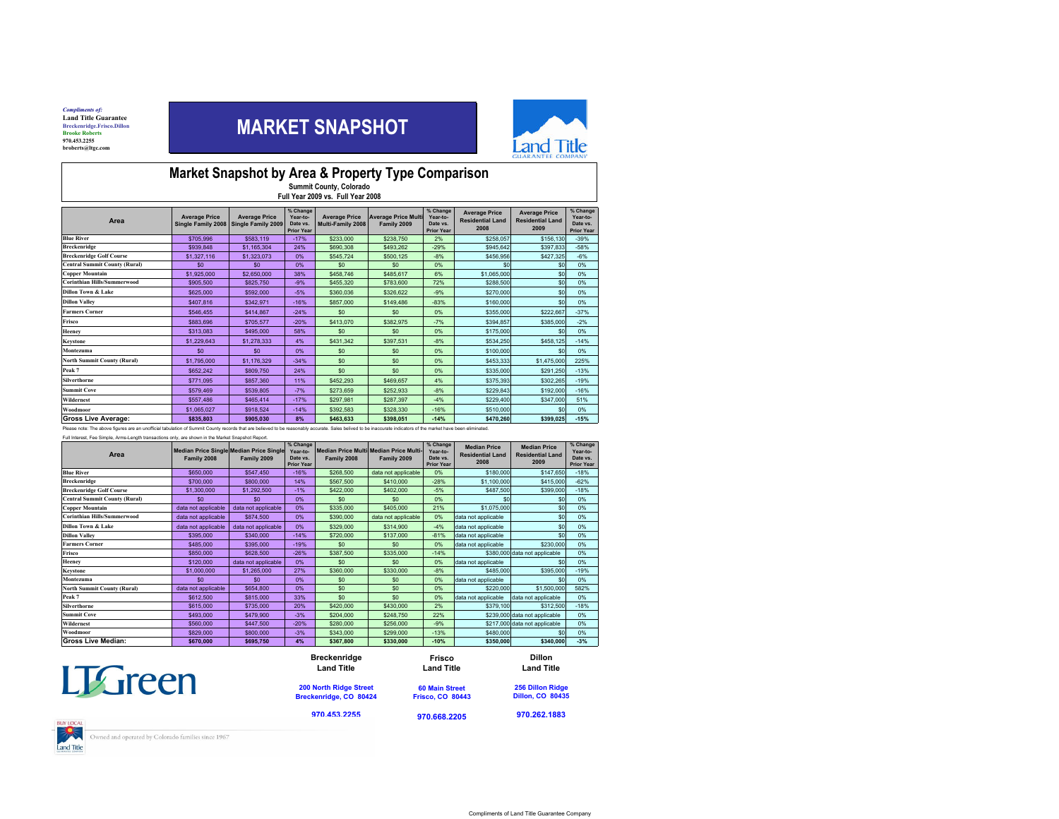*Compliments of:*
**Land Title Guarantee**
Breckenridge.Frisco.Dillon
Brooke Roberts
970.453.2255
broberts@ltgc.com

# MARKET SNAPSHOT

## Market Snapshot by Area & Property Type Comparison

**Summit County, Colorado**
**Full Year 2009 vs. Full Year 2008**

| Area | Average Price Single Family 2008 | Average Price Single Family 2009 | % Change Year-to-Date vs. Prior Year | Average Price Multi-Family 2008 | Average Price Multi Family 2009 | % Change Year-to-Date vs. Prior Year | Average Price Residential Land 2008 | Average Price Residential Land 2009 | % Change Year-to-Date vs. Prior Year |
|---|---|---|---|---|---|---|---|---|---|
| Blue River | $705,996 | $583,119 | -17% | $233,000 | $238,750 | 2% | $258,057 | $156,130 | -39% |
| Breckenridge | $939,848 | $1,165,304 | 24% | $690,308 | $493,262 | -29% | $945,642 | $397,833 | -58% |
| Breckenridge Golf Course | $1,327,116 | $1,323,073 | 0% | $545,724 | $500,125 | -8% | $456,956 | $427,325 | -6% |
| Central Summit County (Rural) | $0 | $0 | 0% | $0 | $0 | 0% | $0 | $0 | 0% |
| Copper Mountain | $1,925,000 | $2,650,000 | 38% | $458,746 | $485,617 | 6% | $1,065,000 | $0 | 0% |
| Corinthian Hills/Summerwood | $905,500 | $825,750 | -9% | $455,320 | $783,600 | 72% | $288,500 | $0 | 0% |
| Dillon Town & Lake | $625,000 | $592,000 | -5% | $360,036 | $326,622 | -9% | $270,000 | $0 | 0% |
| Dillon Valley | $407,816 | $342,971 | -16% | $857,000 | $149,486 | -83% | $160,000 | $0 | 0% |
| Farmers Corner | $546,455 | $414,867 | -24% | $0 | $0 | 0% | $355,000 | $222,667 | -37% |
| Frisco | $883,696 | $705,577 | -20% | $413,070 | $382,975 | -7% | $394,857 | $385,000 | -2% |
| Heeney | $313,083 | $495,000 | 58% | $0 | $0 | 0% | $175,000 | $0 | 0% |
| Keystone | $1,229,643 | $1,278,333 | 4% | $431,342 | $397,531 | -8% | $534,250 | $458,125 | -14% |
| Montezuma | $0 | $0 | 0% | $0 | $0 | 0% | $100,000 | $0 | 0% |
| North Summit County (Rural) | $1,795,000 | $1,176,329 | -34% | $0 | $0 | 0% | $453,333 | $1,475,000 | 225% |
| Peak 7 | $652,242 | $809,750 | 24% | $0 | $0 | 0% | $335,000 | $291,250 | -13% |
| Silverthorne | $771,095 | $857,360 | 11% | $452,293 | $469,657 | 4% | $375,393 | $302,265 | -19% |
| Summit Cove | $579,469 | $539,805 | -7% | $273,659 | $252,933 | -8% | $229,843 | $192,000 | -16% |
| Wildernest | $557,486 | $465,414 | -17% | $297,981 | $287,397 | -4% | $229,400 | $347,000 | 51% |
| Woodmoor | $1,065,027 | $918,524 | -14% | $392,583 | $328,330 | -16% | $510,000 | $0 | 0% |
| **Gross Live Average:** | **$835,803** | **$905,030** | **8%** | **$463,633** | **$398,051** | **-14%** | **$470,260** | **$399,025** | **-15%** |

Please note: The above figures are an unofficial tabulation of Summit County records that are believed to be reasonably accurate. Sales belived to be inaccurate indicators of the market have been eliminated.

Full Interest, Fee Simple, Arms-Length transactions only, are shown in the Market Snapshot Report.

| Area | Median Price Single Family 2008 | Median Price Single Family 2009 | % Change Year-to-Date vs. Prior Year | Median Price Multi Family 2008 | Median Price Multi-Family 2009 | % Change Year-to-Date vs. Prior Year | Median Price Residential Land 2008 | Median Price Residential Land 2009 | % Change Year-to-Date vs. Prior Year |
|---|---|---|---|---|---|---|---|---|---|
| Blue River | $650,000 | $547,450 | -16% | $268,500 | data not applicable | 0% | $180,000 | $147,650 | -18% |
| Breckenridge | $700,000 | $800,000 | 14% | $567,500 | $410,000 | -28% | $1,100,000 | $415,000 | -62% |
| Breckenridge Golf Course | $1,300,000 | $1,292,500 | -1% | $422,000 | $402,000 | -5% | $487,500 | $399,000 | -18% |
| Central Summit County (Rural) | $0 | $0 | 0% | $0 | $0 | 0% | $0 | $0 | 0% |
| Copper Mountain | data not applicable | data not applicable | 0% | $335,000 | $405,000 | 21% | $1,075,000 | $0 | 0% |
| Corinthian Hills/Summerwood | data not applicable | $874,500 | 0% | $390,000 | data not applicable | 0% | data not applicable | $0 | 0% |
| Dillon Town & Lake | data not applicable | data not applicable | 0% | $329,000 | $314,900 | -4% | data not applicable | $0 | 0% |
| Dillon Valley | $395,000 | $340,000 | -14% | $720,000 | $137,000 | -81% | data not applicable | $0 | 0% |
| Farmers Corner | $485,000 | $395,000 | -19% | $0 | $0 | 0% | data not applicable | $230,000 | 0% |
| Frisco | $850,000 | $628,500 | -26% | $387,500 | $335,000 | -14% | $380,000 | data not applicable | 0% |
| Heeney | $120,000 | data not applicable | 0% | $0 | $0 | 0% | data not applicable | $0 | 0% |
| Keystone | $1,000,000 | $1,265,000 | 27% | $360,000 | $330,000 | -8% | $485,000 | $395,000 | -19% |
| Montezuma | $0 | $0 | 0% | $0 | $0 | 0% | data not applicable | $0 | 0% |
| North Summit County (Rural) | data not applicable | $654,800 | 0% | $0 | $0 | 0% | $220,000 | $1,500,000 | 582% |
| Peak 7 | $612,500 | $815,000 | 33% | $0 | $0 | 0% | data not applicable | data not applicable | 0% |
| Silverthorne | $615,000 | $735,000 | 20% | $420,000 | $430,000 | 2% | $379,100 | $312,500 | -18% |
| Summit Cove | $493,000 | $479,900 | -3% | $204,000 | $248,750 | 22% | $239,000 | data not applicable | 0% |
| Wildernest | $560,000 | $447,500 | -20% | $280,000 | $256,000 | -9% | $217,000 | data not applicable | 0% |
| Woodmoor | $829,000 | $800,000 | -3% | $343,000 | $299,000 | -13% | $480,000 | $0 | 0% |
| **Gross Live Median:** | **$670,000** | **$695,750** | **4%** | **$367,800** | **$330,000** | **-10%** | **$350,000** | **$340,000** | **-3%** |

LTGreen

**Breckenridge Land Title**
200 North Ridge Street
Breckenridge, CO 80424
970.453.2255

**Frisco Land Title**
60 Main Street
Frisco, CO 80443
970.668.2205

**Dillon Land Title**
256 Dillon Ridge
Dillon, CO 80435
970.262.1883

BUY LOCAL Land Title — Owned and operated by Colorado families since 1967

Compliments of Land Title Guarantee Company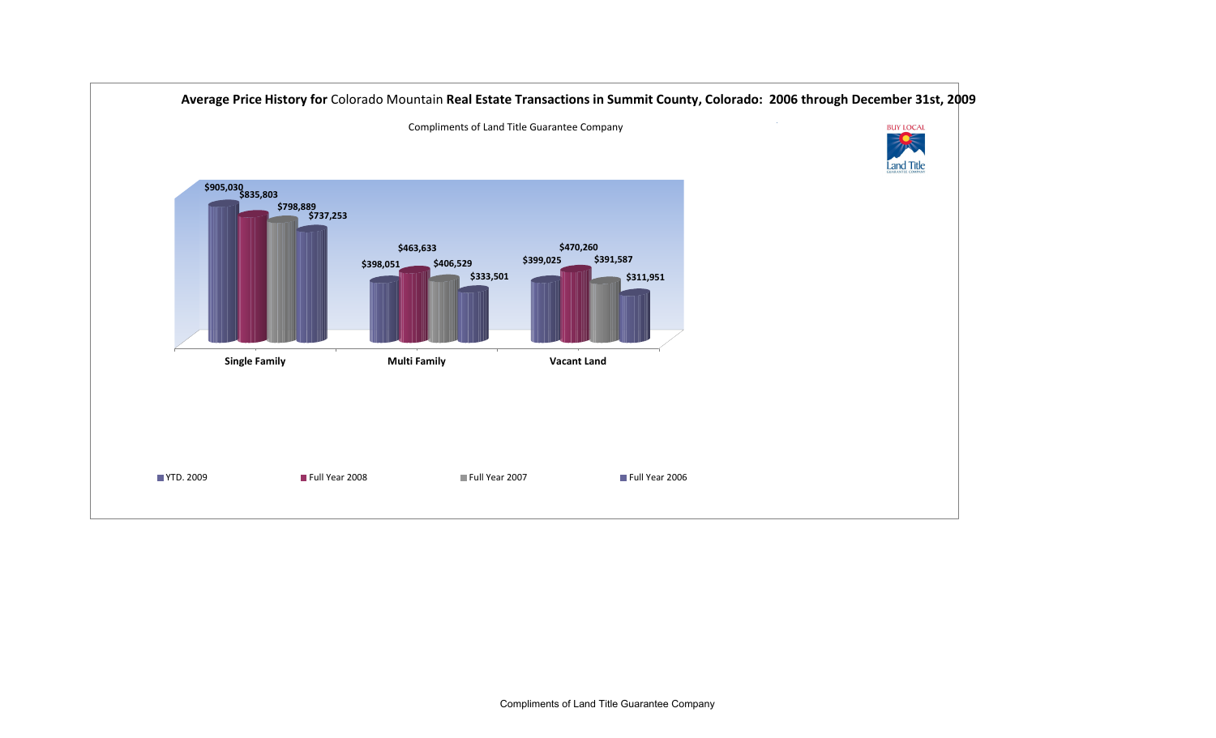# Average Price History for Colorado Mountain Real Estate Transactions in Summit County, Colorado: 2006 through December 31st, 2009

Compliments of Land Title Guarantee Company

| | YTD. 2009 | Full Year 2008 | Full Year 2007 | Full Year 2006 |
|---|---|---|---|---|
| Single Family | $905,030 | $835,803 | $798,889 | $737,253 |
| Multi Family | $398,051 | $463,633 | $406,529 | $333,501 |
| Vacant Land | $399,025 | $470,260 | $391,587 | $311,951 |

BUY LOCAL Land Title Guarantee Company

Compliments of Land Title Guarantee Company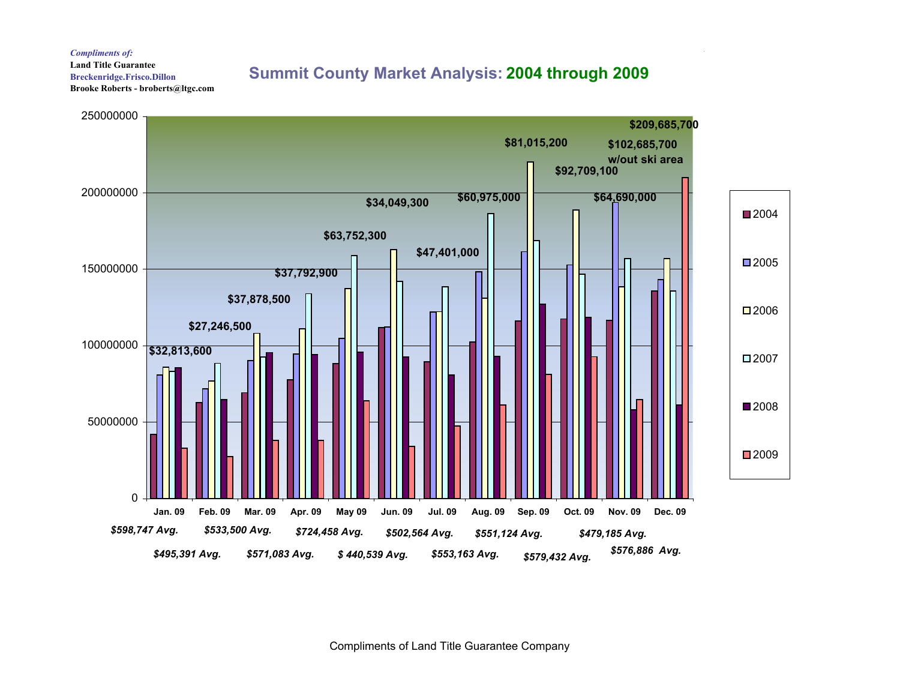*Compliments of:*
**Land Title Guarantee**
**Breckenridge.Frisco.Dillon**
**Brooke Roberts - broberts@ltgc.com**

## Summit County Market Analysis: 2004 through 2009

250000000
200000000
150000000
100000000
50000000
0

$32,813,600
$27,246,500
$37,878,500
$37,792,900
$63,752,300
$34,049,300
$47,401,000
$60,975,000
$81,015,200
$92,709,100
$64,690,000
$209,685,700
$102,685,700 w/out ski area

Jan. 09 | Feb. 09 | Mar. 09 | Apr. 09 | May 09 | Jun. 09 | Jul. 09 | Aug. 09 | Sep. 09 | Oct. 09 | Nov. 09 | Dec. 09

2004
2005
2006
2007
2008
2009

*$598,747 Avg.*
*$495,391 Avg.*
*$533,500 Avg.*
*$571,083 Avg.*
*$724,458 Avg.*
*$ 440,539 Avg.*
*$502,564 Avg.*
*$553,163 Avg.*
*$551,124 Avg.*
*$579,432 Avg.*
*$479,185 Avg.*
*$576,886 Avg.*

Compliments of Land Title Guarantee Company